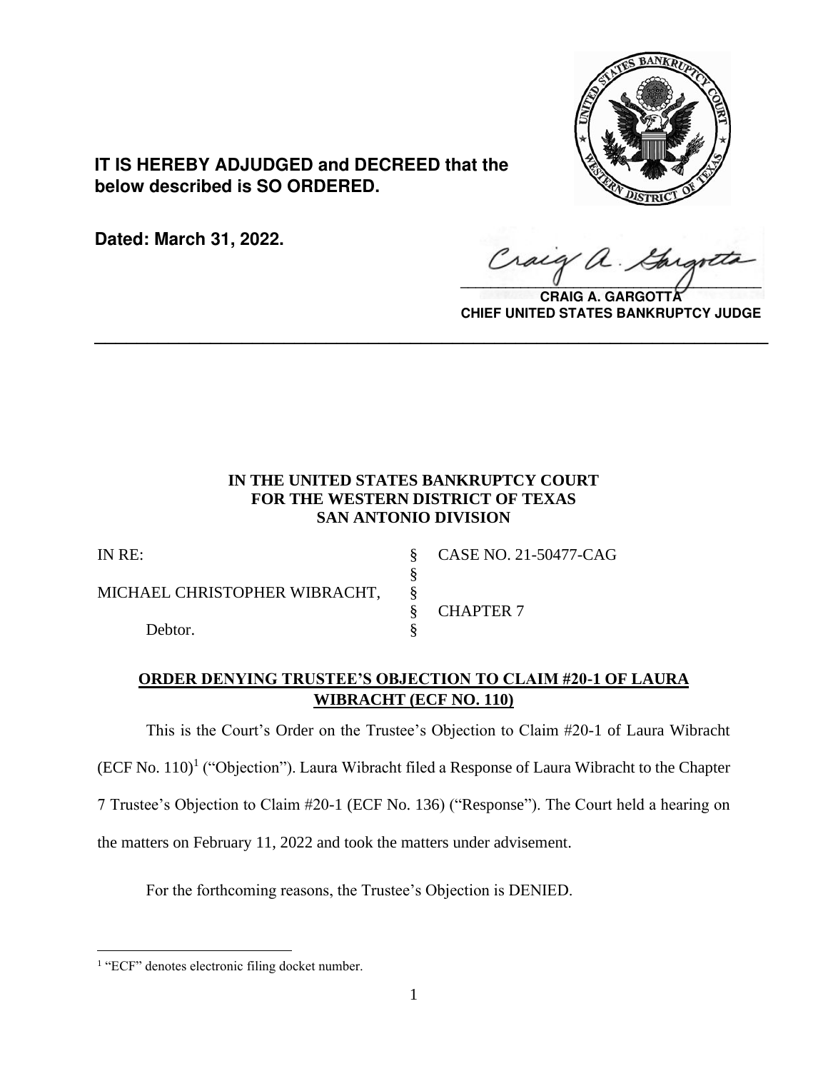**IT IS HEREBY ADJUDGED and DECREED that the below described is SO ORDERED.**

**Dated: March 31, 2022.**

**CRAIG A. GARGOTTA**
**CHIEF UNITED STATES BANKRUPTCY JUDGE**

---

**IN THE UNITED STATES BANKRUPTCY COURT**
**FOR THE WESTERN DISTRICT OF TEXAS**
**SAN ANTONIO DIVISION**

| | | |
|---|---|---|
| IN RE: | § | CASE NO. 21-50477-CAG |
| | § | |
| MICHAEL CHRISTOPHER WIBRACHT, | § | |
| | § | CHAPTER 7 |
| Debtor. | § | |

**ORDER DENYING TRUSTEE'S OBJECTION TO CLAIM #20-1 OF LAURA WIBRACHT (ECF NO. 110)**

This is the Court's Order on the Trustee's Objection to Claim #20-1 of Laura Wibracht (ECF No. 110)[1] ("Objection"). Laura Wibracht filed a Response of Laura Wibracht to the Chapter 7 Trustee's Objection to Claim #20-1 (ECF No. 136) ("Response"). The Court held a hearing on the matters on February 11, 2022 and took the matters under advisement.

For the forthcoming reasons, the Trustee's Objection is DENIED.

[1] "ECF" denotes electronic filing docket number.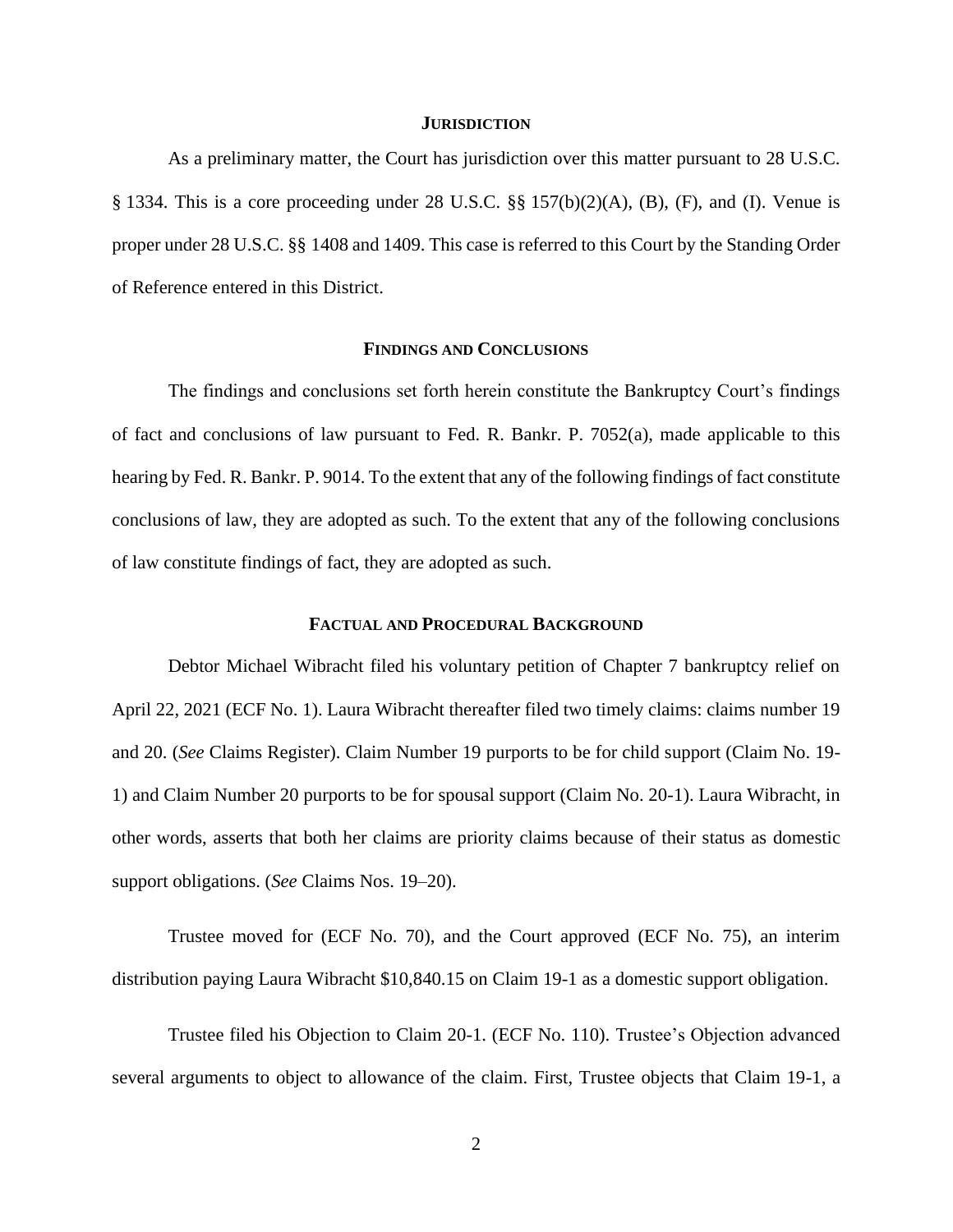## JURISDICTION

As a preliminary matter, the Court has jurisdiction over this matter pursuant to 28 U.S.C. § 1334. This is a core proceeding under 28 U.S.C. §§ 157(b)(2)(A), (B), (F), and (I). Venue is proper under 28 U.S.C. §§ 1408 and 1409. This case is referred to this Court by the Standing Order of Reference entered in this District.

## FINDINGS AND CONCLUSIONS

The findings and conclusions set forth herein constitute the Bankruptcy Court's findings of fact and conclusions of law pursuant to Fed. R. Bankr. P. 7052(a), made applicable to this hearing by Fed. R. Bankr. P. 9014. To the extent that any of the following findings of fact constitute conclusions of law, they are adopted as such. To the extent that any of the following conclusions of law constitute findings of fact, they are adopted as such.

## FACTUAL AND PROCEDURAL BACKGROUND

Debtor Michael Wibracht filed his voluntary petition of Chapter 7 bankruptcy relief on April 22, 2021 (ECF No. 1). Laura Wibracht thereafter filed two timely claims: claims number 19 and 20. (*See* Claims Register). Claim Number 19 purports to be for child support (Claim No. 19-1) and Claim Number 20 purports to be for spousal support (Claim No. 20-1). Laura Wibracht, in other words, asserts that both her claims are priority claims because of their status as domestic support obligations. (*See* Claims Nos. 19–20).

Trustee moved for (ECF No. 70), and the Court approved (ECF No. 75), an interim distribution paying Laura Wibracht $10,840.15 on Claim 19-1 as a domestic support obligation.

Trustee filed his Objection to Claim 20-1. (ECF No. 110). Trustee's Objection advanced several arguments to object to allowance of the claim. First, Trustee objects that Claim 19-1, a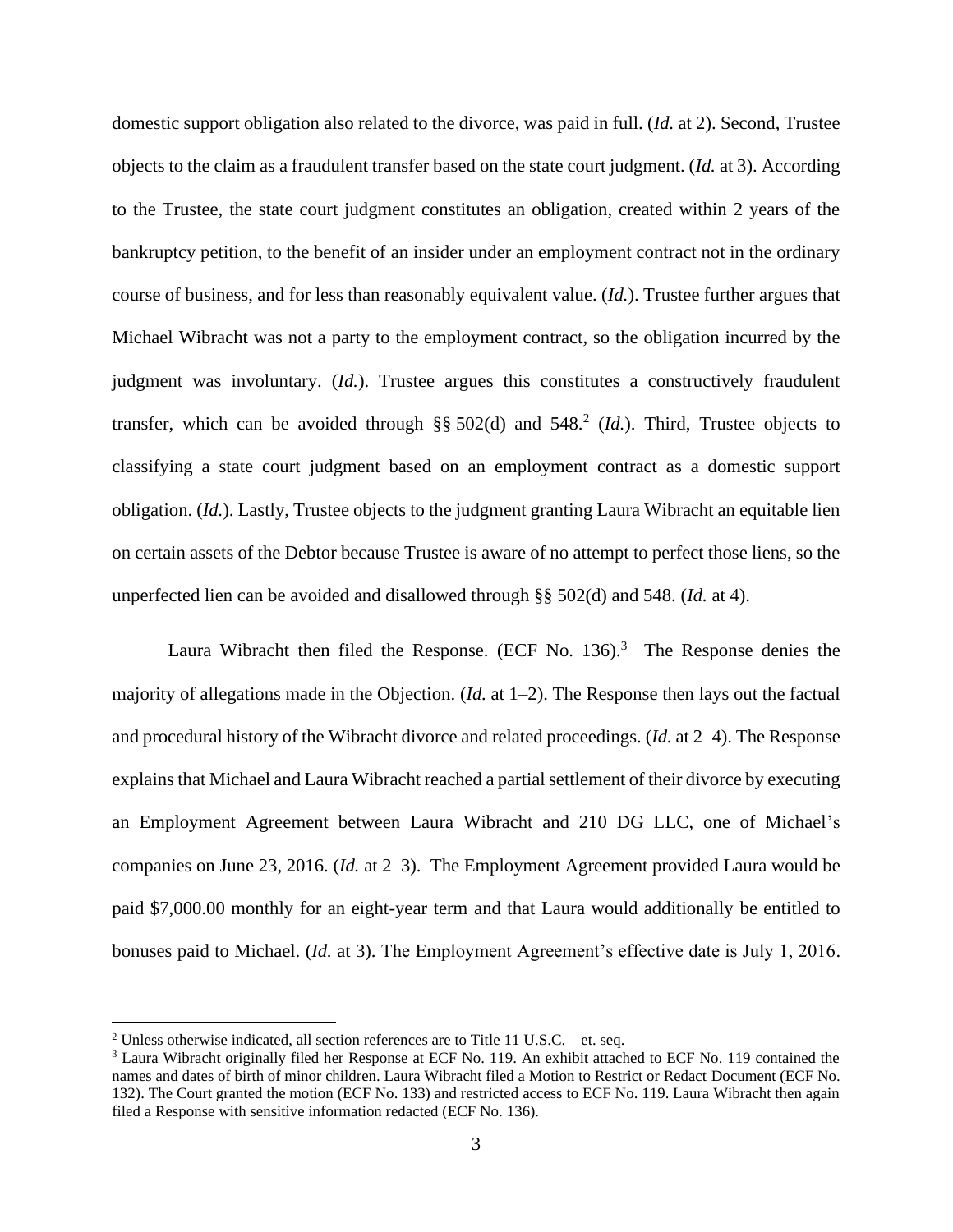domestic support obligation also related to the divorce, was paid in full. (*Id.* at 2). Second, Trustee objects to the claim as a fraudulent transfer based on the state court judgment. (*Id.* at 3). According to the Trustee, the state court judgment constitutes an obligation, created within 2 years of the bankruptcy petition, to the benefit of an insider under an employment contract not in the ordinary course of business, and for less than reasonably equivalent value. (*Id.*). Trustee further argues that Michael Wibracht was not a party to the employment contract, so the obligation incurred by the judgment was involuntary. (*Id.*). Trustee argues this constitutes a constructively fraudulent transfer, which can be avoided through §§ 502(d) and 548.[2] (*Id.*). Third, Trustee objects to classifying a state court judgment based on an employment contract as a domestic support obligation. (*Id.*). Lastly, Trustee objects to the judgment granting Laura Wibracht an equitable lien on certain assets of the Debtor because Trustee is aware of no attempt to perfect those liens, so the unperfected lien can be avoided and disallowed through §§ 502(d) and 548. (*Id.* at 4).

Laura Wibracht then filed the Response. (ECF No. 136).[3] The Response denies the majority of allegations made in the Objection. (*Id.* at 1–2). The Response then lays out the factual and procedural history of the Wibracht divorce and related proceedings. (*Id.* at 2–4). The Response explains that Michael and Laura Wibracht reached a partial settlement of their divorce by executing an Employment Agreement between Laura Wibracht and 210 DG LLC, one of Michael's companies on June 23, 2016. (*Id.* at 2–3). The Employment Agreement provided Laura would be paid $7,000.00 monthly for an eight-year term and that Laura would additionally be entitled to bonuses paid to Michael. (*Id.* at 3). The Employment Agreement's effective date is July 1, 2016.

---

[2] Unless otherwise indicated, all section references are to Title 11 U.S.C. – et. seq.

[3] Laura Wibracht originally filed her Response at ECF No. 119. An exhibit attached to ECF No. 119 contained the names and dates of birth of minor children. Laura Wibracht filed a Motion to Restrict or Redact Document (ECF No. 132). The Court granted the motion (ECF No. 133) and restricted access to ECF No. 119. Laura Wibracht then again filed a Response with sensitive information redacted (ECF No. 136).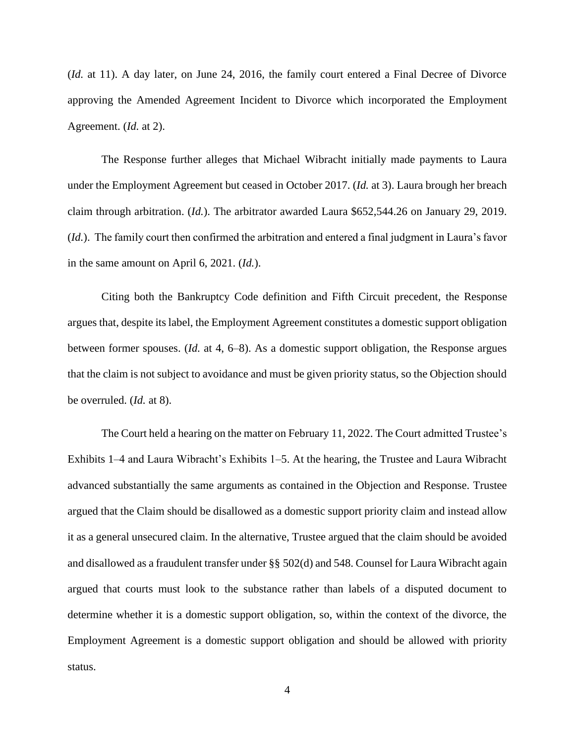(*Id.* at 11). A day later, on June 24, 2016, the family court entered a Final Decree of Divorce approving the Amended Agreement Incident to Divorce which incorporated the Employment Agreement. (*Id.* at 2).

The Response further alleges that Michael Wibracht initially made payments to Laura under the Employment Agreement but ceased in October 2017. (*Id.* at 3). Laura brough her breach claim through arbitration. (*Id.*). The arbitrator awarded Laura $652,544.26 on January 29, 2019. (*Id.*). The family court then confirmed the arbitration and entered a final judgment in Laura's favor in the same amount on April 6, 2021. (*Id.*).

Citing both the Bankruptcy Code definition and Fifth Circuit precedent, the Response argues that, despite its label, the Employment Agreement constitutes a domestic support obligation between former spouses. (*Id.* at 4, 6–8). As a domestic support obligation, the Response argues that the claim is not subject to avoidance and must be given priority status, so the Objection should be overruled. (*Id.* at 8).

The Court held a hearing on the matter on February 11, 2022. The Court admitted Trustee's Exhibits 1–4 and Laura Wibracht's Exhibits 1–5. At the hearing, the Trustee and Laura Wibracht advanced substantially the same arguments as contained in the Objection and Response. Trustee argued that the Claim should be disallowed as a domestic support priority claim and instead allow it as a general unsecured claim. In the alternative, Trustee argued that the claim should be avoided and disallowed as a fraudulent transfer under §§ 502(d) and 548. Counsel for Laura Wibracht again argued that courts must look to the substance rather than labels of a disputed document to determine whether it is a domestic support obligation, so, within the context of the divorce, the Employment Agreement is a domestic support obligation and should be allowed with priority status.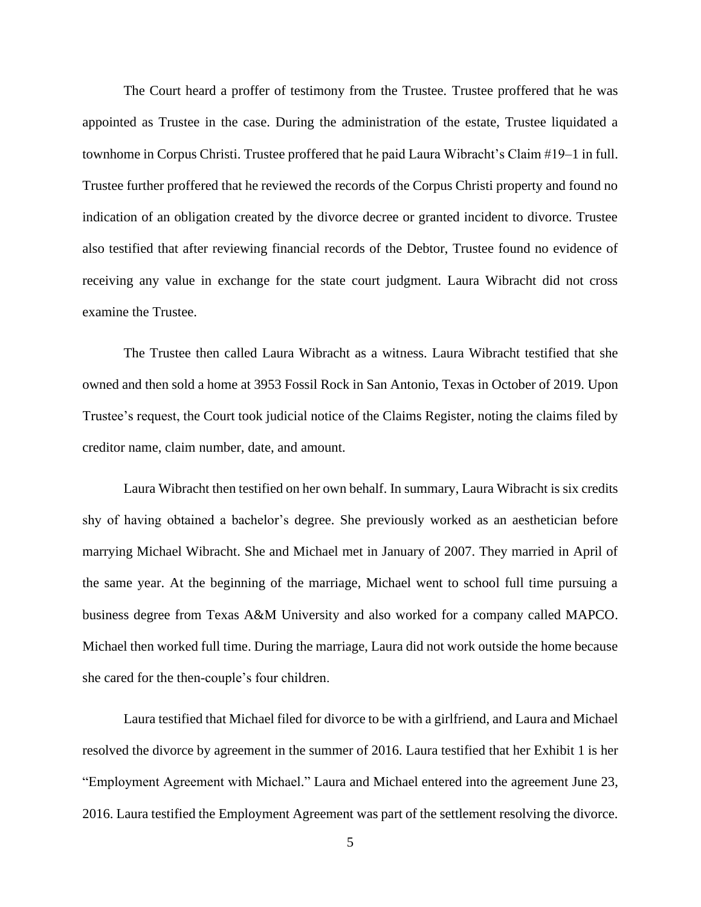The Court heard a proffer of testimony from the Trustee. Trustee proffered that he was appointed as Trustee in the case. During the administration of the estate, Trustee liquidated a townhome in Corpus Christi. Trustee proffered that he paid Laura Wibracht's Claim #19–1 in full. Trustee further proffered that he reviewed the records of the Corpus Christi property and found no indication of an obligation created by the divorce decree or granted incident to divorce. Trustee also testified that after reviewing financial records of the Debtor, Trustee found no evidence of receiving any value in exchange for the state court judgment. Laura Wibracht did not cross examine the Trustee.

The Trustee then called Laura Wibracht as a witness. Laura Wibracht testified that she owned and then sold a home at 3953 Fossil Rock in San Antonio, Texas in October of 2019. Upon Trustee's request, the Court took judicial notice of the Claims Register, noting the claims filed by creditor name, claim number, date, and amount.

Laura Wibracht then testified on her own behalf. In summary, Laura Wibracht is six credits shy of having obtained a bachelor's degree. She previously worked as an aesthetician before marrying Michael Wibracht. She and Michael met in January of 2007. They married in April of the same year. At the beginning of the marriage, Michael went to school full time pursuing a business degree from Texas A&M University and also worked for a company called MAPCO. Michael then worked full time. During the marriage, Laura did not work outside the home because she cared for the then-couple's four children.

Laura testified that Michael filed for divorce to be with a girlfriend, and Laura and Michael resolved the divorce by agreement in the summer of 2016. Laura testified that her Exhibit 1 is her "Employment Agreement with Michael." Laura and Michael entered into the agreement June 23, 2016. Laura testified the Employment Agreement was part of the settlement resolving the divorce.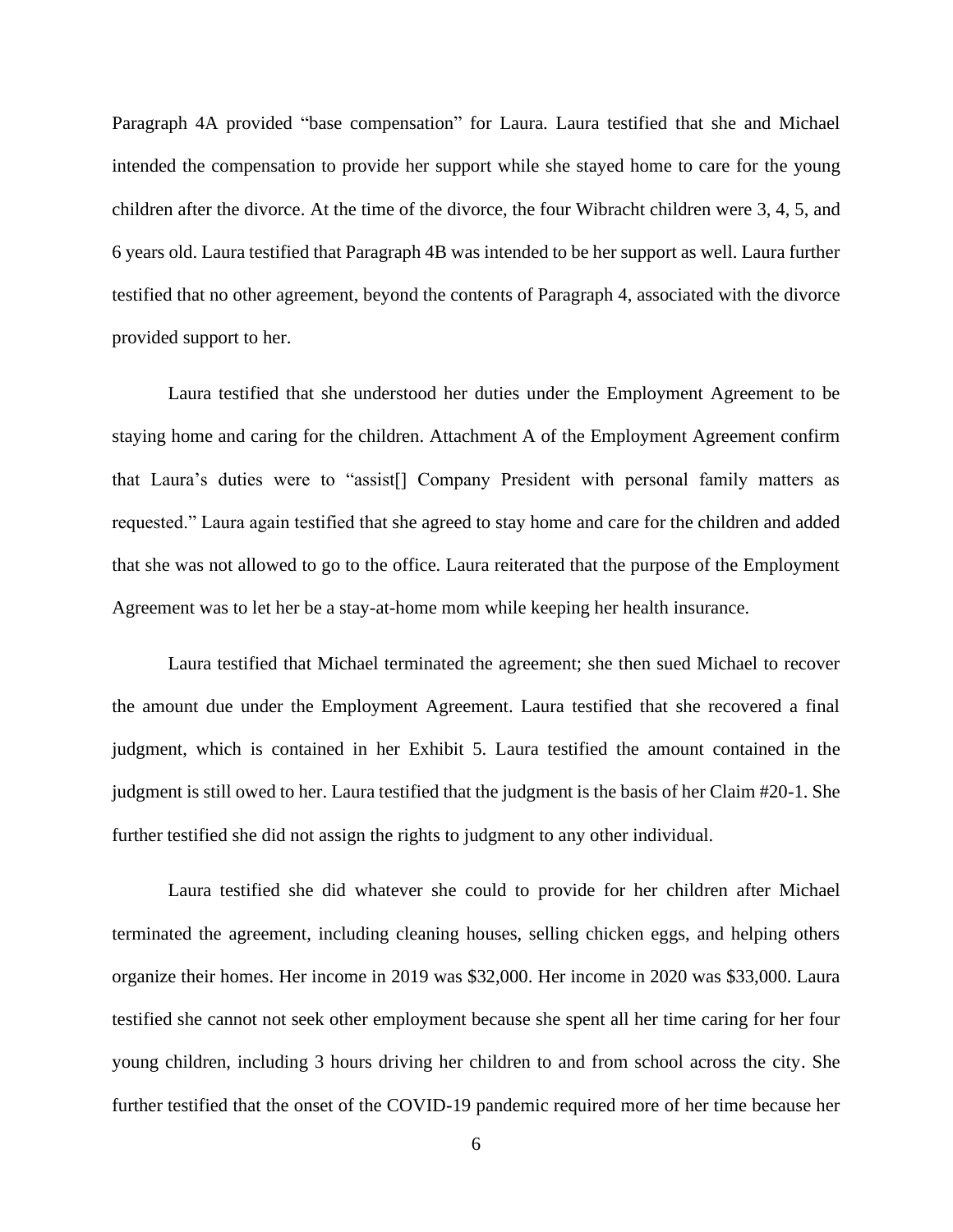Paragraph 4A provided "base compensation" for Laura. Laura testified that she and Michael intended the compensation to provide her support while she stayed home to care for the young children after the divorce. At the time of the divorce, the four Wibracht children were 3, 4, 5, and 6 years old. Laura testified that Paragraph 4B was intended to be her support as well. Laura further testified that no other agreement, beyond the contents of Paragraph 4, associated with the divorce provided support to her.

Laura testified that she understood her duties under the Employment Agreement to be staying home and caring for the children. Attachment A of the Employment Agreement confirm that Laura's duties were to "assist[] Company President with personal family matters as requested." Laura again testified that she agreed to stay home and care for the children and added that she was not allowed to go to the office. Laura reiterated that the purpose of the Employment Agreement was to let her be a stay-at-home mom while keeping her health insurance.

Laura testified that Michael terminated the agreement; she then sued Michael to recover the amount due under the Employment Agreement. Laura testified that she recovered a final judgment, which is contained in her Exhibit 5. Laura testified the amount contained in the judgment is still owed to her. Laura testified that the judgment is the basis of her Claim #20-1. She further testified she did not assign the rights to judgment to any other individual.

Laura testified she did whatever she could to provide for her children after Michael terminated the agreement, including cleaning houses, selling chicken eggs, and helping others organize their homes. Her income in 2019 was $32,000. Her income in 2020 was $33,000. Laura testified she cannot not seek other employment because she spent all her time caring for her four young children, including 3 hours driving her children to and from school across the city. She further testified that the onset of the COVID-19 pandemic required more of her time because her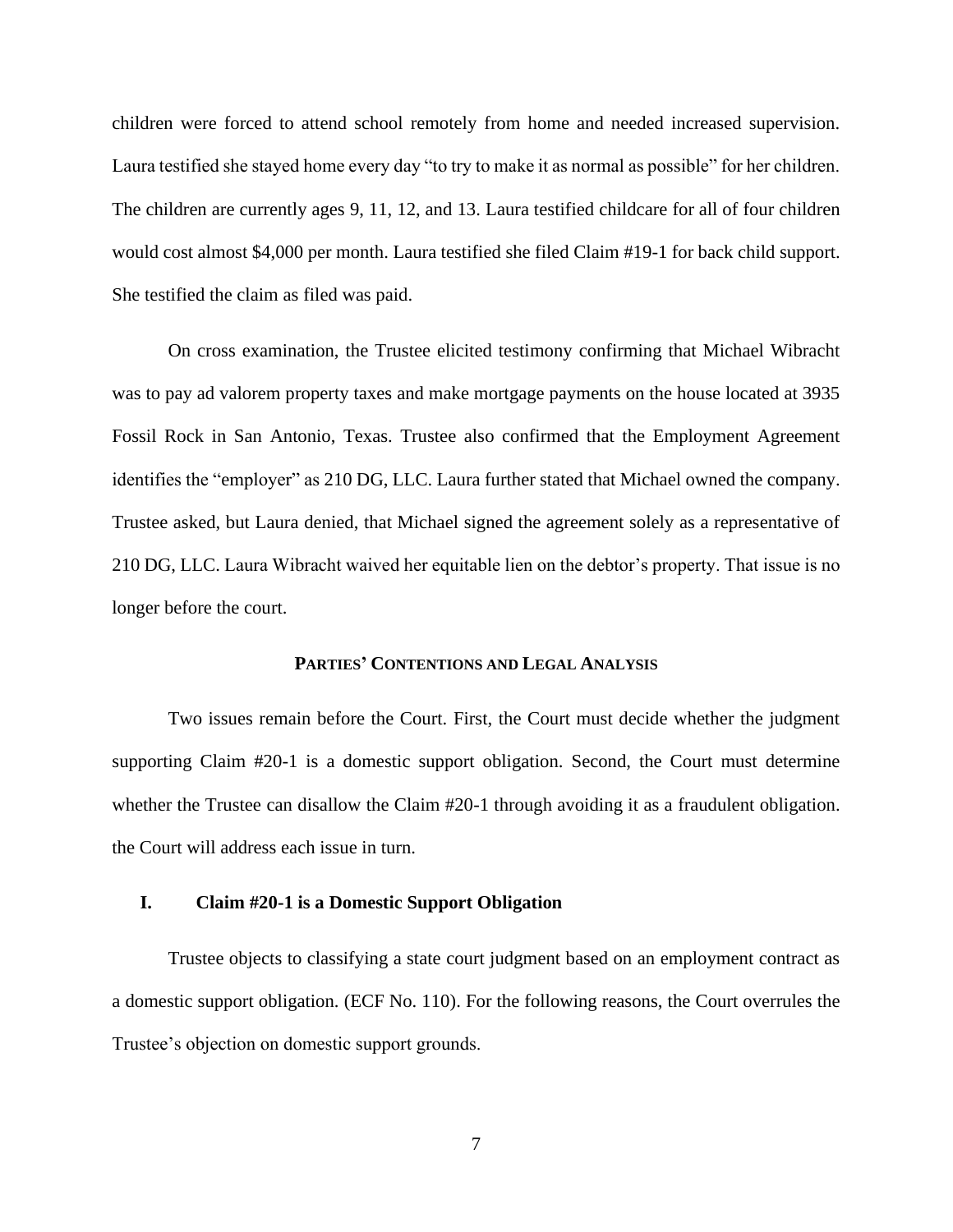children were forced to attend school remotely from home and needed increased supervision. Laura testified she stayed home every day "to try to make it as normal as possible" for her children. The children are currently ages 9, 11, 12, and 13. Laura testified childcare for all of four children would cost almost $4,000 per month. Laura testified she filed Claim #19-1 for back child support. She testified the claim as filed was paid.

On cross examination, the Trustee elicited testimony confirming that Michael Wibracht was to pay ad valorem property taxes and make mortgage payments on the house located at 3935 Fossil Rock in San Antonio, Texas. Trustee also confirmed that the Employment Agreement identifies the "employer" as 210 DG, LLC. Laura further stated that Michael owned the company. Trustee asked, but Laura denied, that Michael signed the agreement solely as a representative of 210 DG, LLC. Laura Wibracht waived her equitable lien on the debtor's property. That issue is no longer before the court.

## PARTIES' CONTENTIONS AND LEGAL ANALYSIS

Two issues remain before the Court. First, the Court must decide whether the judgment supporting Claim #20-1 is a domestic support obligation. Second, the Court must determine whether the Trustee can disallow the Claim #20-1 through avoiding it as a fraudulent obligation. the Court will address each issue in turn.

### I. Claim #20-1 is a Domestic Support Obligation

Trustee objects to classifying a state court judgment based on an employment contract as a domestic support obligation. (ECF No. 110). For the following reasons, the Court overrules the Trustee's objection on domestic support grounds.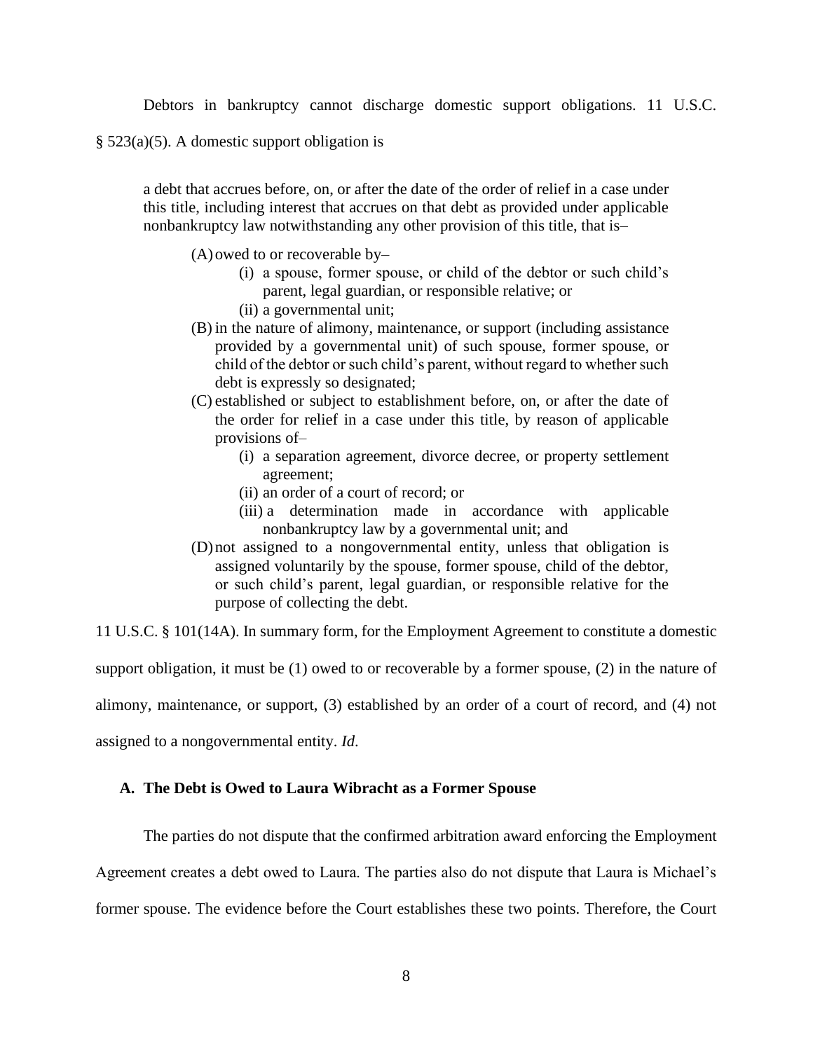Debtors in bankruptcy cannot discharge domestic support obligations. 11 U.S.C. § 523(a)(5). A domestic support obligation is

> a debt that accrues before, on, or after the date of the order of relief in a case under this title, including interest that accrues on that debt as provided under applicable nonbankruptcy law notwithstanding any other provision of this title, that is–
>
> (A) owed to or recoverable by–
>
> (i) a spouse, former spouse, or child of the debtor or such child's parent, legal guardian, or responsible relative; or
>
> (ii) a governmental unit;
>
> (B) in the nature of alimony, maintenance, or support (including assistance provided by a governmental unit) of such spouse, former spouse, or child of the debtor or such child's parent, without regard to whether such debt is expressly so designated;
>
> (C) established or subject to establishment before, on, or after the date of the order for relief in a case under this title, by reason of applicable provisions of–
>
> (i) a separation agreement, divorce decree, or property settlement agreement;
>
> (ii) an order of a court of record; or
>
> (iii) a determination made in accordance with applicable nonbankruptcy law by a governmental unit; and
>
> (D) not assigned to a nongovernmental entity, unless that obligation is assigned voluntarily by the spouse, former spouse, child of the debtor, or such child's parent, legal guardian, or responsible relative for the purpose of collecting the debt.

11 U.S.C. § 101(14A). In summary form, for the Employment Agreement to constitute a domestic support obligation, it must be (1) owed to or recoverable by a former spouse, (2) in the nature of alimony, maintenance, or support, (3) established by an order of a court of record, and (4) not assigned to a nongovernmental entity. *Id.*

### A. The Debt is Owed to Laura Wibracht as a Former Spouse

The parties do not dispute that the confirmed arbitration award enforcing the Employment Agreement creates a debt owed to Laura. The parties also do not dispute that Laura is Michael's former spouse. The evidence before the Court establishes these two points. Therefore, the Court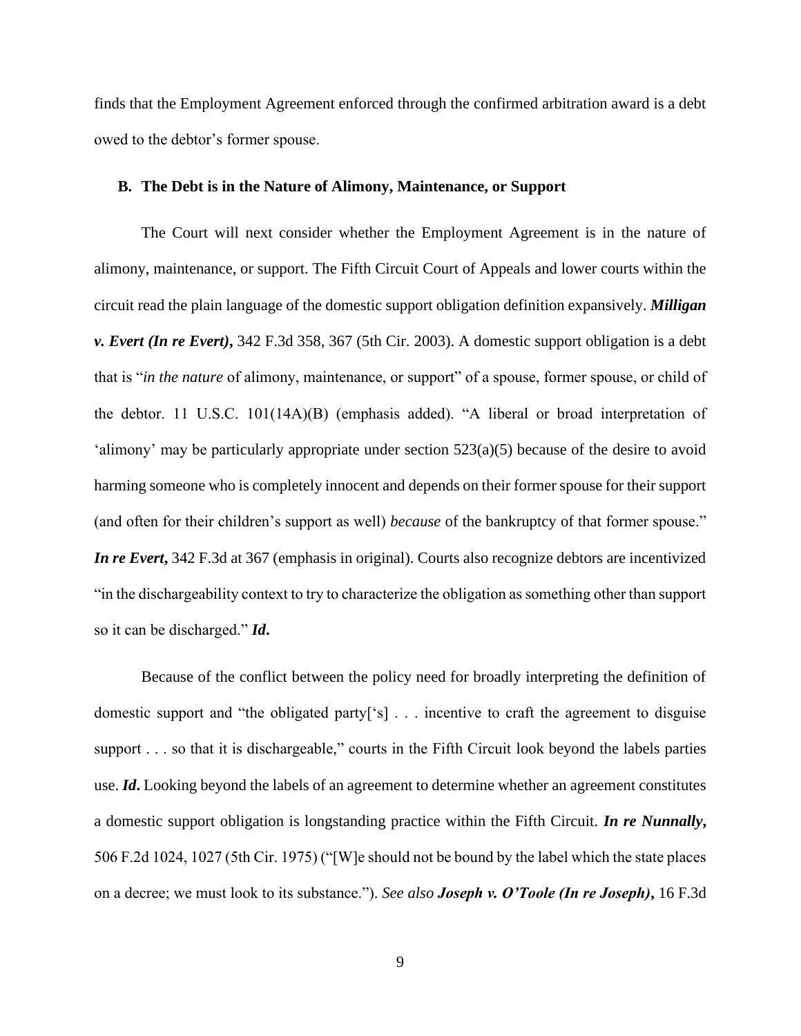finds that the Employment Agreement enforced through the confirmed arbitration award is a debt owed to the debtor's former spouse.

### B. The Debt is in the Nature of Alimony, Maintenance, or Support

The Court will next consider whether the Employment Agreement is in the nature of alimony, maintenance, or support. The Fifth Circuit Court of Appeals and lower courts within the circuit read the plain language of the domestic support obligation definition expansively. ***Milligan v. Evert (In re Evert),*** 342 F.3d 358, 367 (5th Cir. 2003). A domestic support obligation is a debt that is "*in the nature* of alimony, maintenance, or support" of a spouse, former spouse, or child of the debtor. 11 U.S.C. 101(14A)(B) (emphasis added). "A liberal or broad interpretation of 'alimony' may be particularly appropriate under section 523(a)(5) because of the desire to avoid harming someone who is completely innocent and depends on their former spouse for their support (and often for their children's support as well) *because* of the bankruptcy of that former spouse." ***In re Evert,*** 342 F.3d at 367 (emphasis in original). Courts also recognize debtors are incentivized "in the dischargeability context to try to characterize the obligation as something other than support so it can be discharged." ***Id.***

Because of the conflict between the policy need for broadly interpreting the definition of domestic support and "the obligated party['s] . . . incentive to craft the agreement to disguise support . . . so that it is dischargeable," courts in the Fifth Circuit look beyond the labels parties use. ***Id.*** Looking beyond the labels of an agreement to determine whether an agreement constitutes a domestic support obligation is longstanding practice within the Fifth Circuit. ***In re Nunnally,*** 506 F.2d 1024, 1027 (5th Cir. 1975) ("[W]e should not be bound by the label which the state places on a decree; we must look to its substance."). *See also* ***Joseph v. O'Toole (In re Joseph),*** 16 F.3d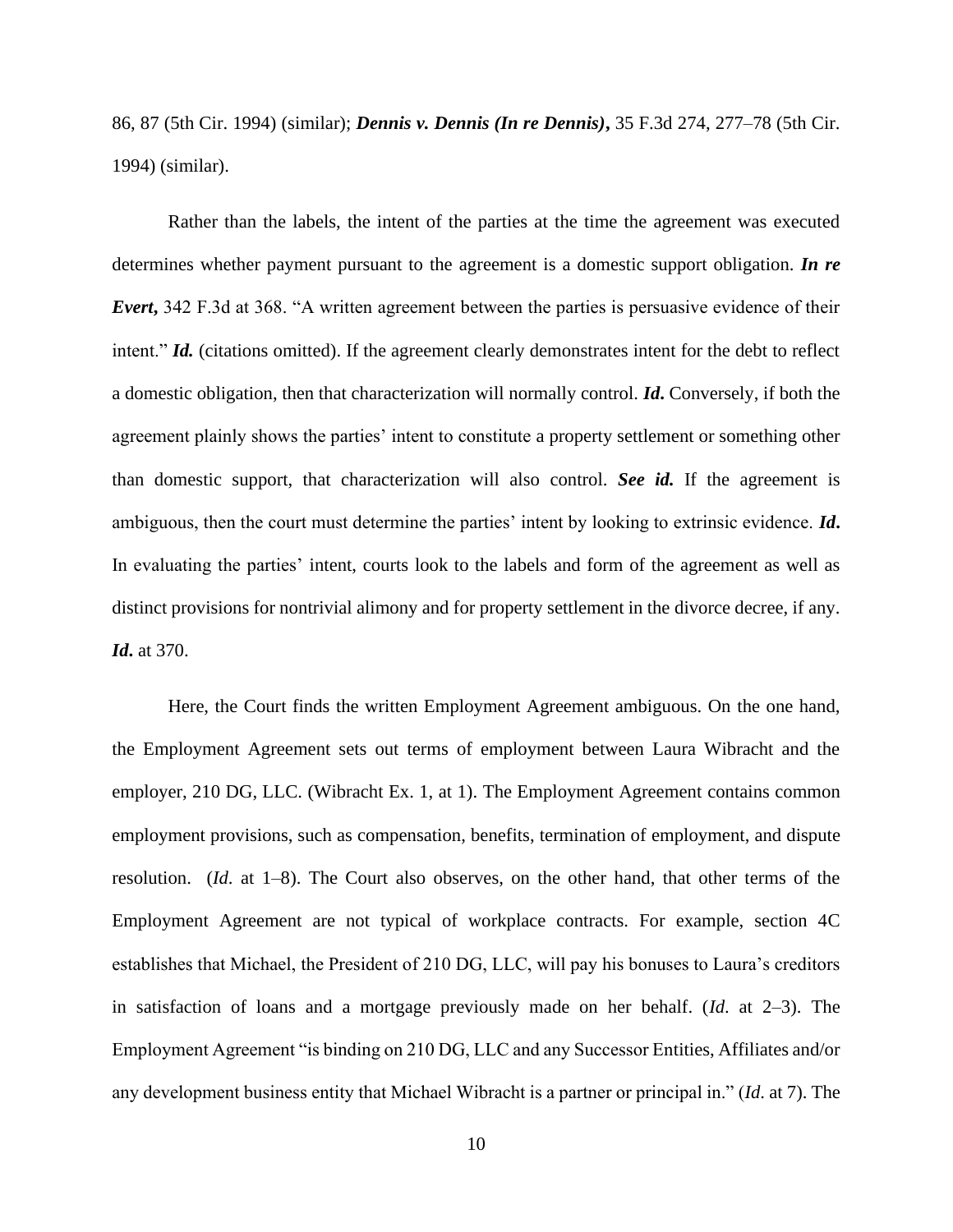86, 87 (5th Cir. 1994) (similar); ***Dennis v. Dennis (In re Dennis)***, 35 F.3d 274, 277–78 (5th Cir. 1994) (similar).

Rather than the labels, the intent of the parties at the time the agreement was executed determines whether payment pursuant to the agreement is a domestic support obligation. ***In re Evert***, 342 F.3d at 368. "A written agreement between the parties is persuasive evidence of their intent." ***Id.*** (citations omitted). If the agreement clearly demonstrates intent for the debt to reflect a domestic obligation, then that characterization will normally control. ***Id.*** Conversely, if both the agreement plainly shows the parties' intent to constitute a property settlement or something other than domestic support, that characterization will also control. ***See id.*** If the agreement is ambiguous, then the court must determine the parties' intent by looking to extrinsic evidence. ***Id.*** In evaluating the parties' intent, courts look to the labels and form of the agreement as well as distinct provisions for nontrivial alimony and for property settlement in the divorce decree, if any. ***Id.*** at 370.

Here, the Court finds the written Employment Agreement ambiguous. On the one hand, the Employment Agreement sets out terms of employment between Laura Wibracht and the employer, 210 DG, LLC. (Wibracht Ex. 1, at 1). The Employment Agreement contains common employment provisions, such as compensation, benefits, termination of employment, and dispute resolution. (*Id.* at 1–8). The Court also observes, on the other hand, that other terms of the Employment Agreement are not typical of workplace contracts. For example, section 4C establishes that Michael, the President of 210 DG, LLC, will pay his bonuses to Laura's creditors in satisfaction of loans and a mortgage previously made on her behalf. (*Id.* at 2–3). The Employment Agreement "is binding on 210 DG, LLC and any Successor Entities, Affiliates and/or any development business entity that Michael Wibracht is a partner or principal in." (*Id.* at 7). The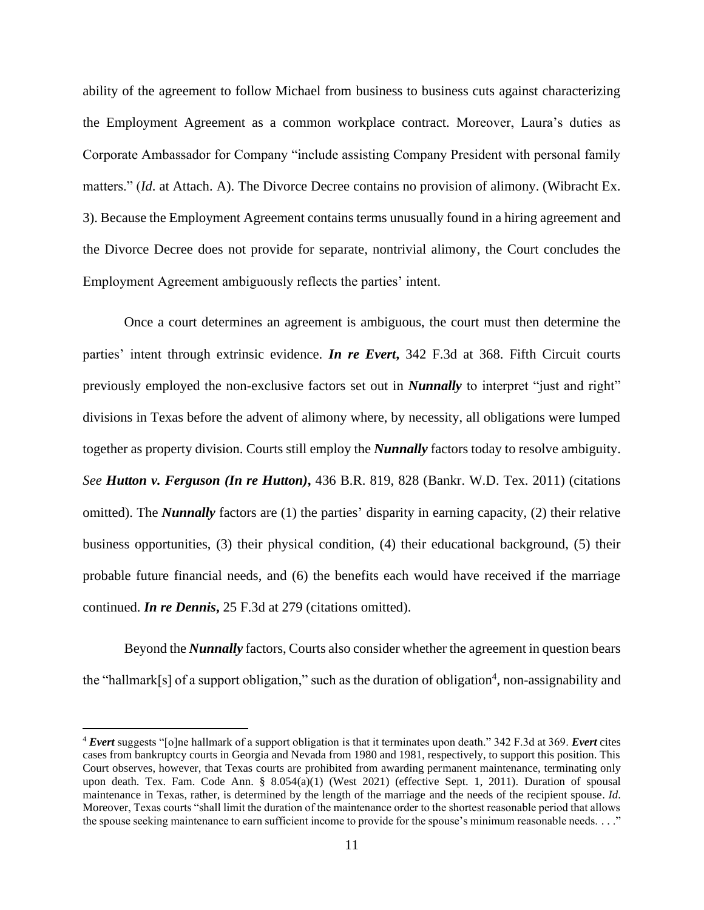ability of the agreement to follow Michael from business to business cuts against characterizing the Employment Agreement as a common workplace contract. Moreover, Laura's duties as Corporate Ambassador for Company "include assisting Company President with personal family matters." (*Id*. at Attach. A). The Divorce Decree contains no provision of alimony. (Wibracht Ex. 3). Because the Employment Agreement contains terms unusually found in a hiring agreement and the Divorce Decree does not provide for separate, nontrivial alimony, the Court concludes the Employment Agreement ambiguously reflects the parties' intent.

Once a court determines an agreement is ambiguous, the court must then determine the parties' intent through extrinsic evidence. ***In re Evert*,** 342 F.3d at 368. Fifth Circuit courts previously employed the non-exclusive factors set out in ***Nunnally*** to interpret "just and right" divisions in Texas before the advent of alimony where, by necessity, all obligations were lumped together as property division. Courts still employ the ***Nunnally*** factors today to resolve ambiguity. *See* ***Hutton v. Ferguson (In re Hutton)*,** 436 B.R. 819, 828 (Bankr. W.D. Tex. 2011) (citations omitted). The ***Nunnally*** factors are (1) the parties' disparity in earning capacity, (2) their relative business opportunities, (3) their physical condition, (4) their educational background, (5) their probable future financial needs, and (6) the benefits each would have received if the marriage continued. ***In re Dennis*,** 25 F.3d at 279 (citations omitted).

Beyond the ***Nunnally*** factors, Courts also consider whether the agreement in question bears the "hallmark[s] of a support obligation," such as the duration of obligation[4], non-assignability and

---

[4] ***Evert*** suggests "[o]ne hallmark of a support obligation is that it terminates upon death." 342 F.3d at 369. ***Evert*** cites cases from bankruptcy courts in Georgia and Nevada from 1980 and 1981, respectively, to support this position. This Court observes, however, that Texas courts are prohibited from awarding permanent maintenance, terminating only upon death. Tex. Fam. Code Ann. § 8.054(a)(1) (West 2021) (effective Sept. 1, 2011). Duration of spousal maintenance in Texas, rather, is determined by the length of the marriage and the needs of the recipient spouse. *Id*. Moreover, Texas courts "shall limit the duration of the maintenance order to the shortest reasonable period that allows the spouse seeking maintenance to earn sufficient income to provide for the spouse's minimum reasonable needs. . . ."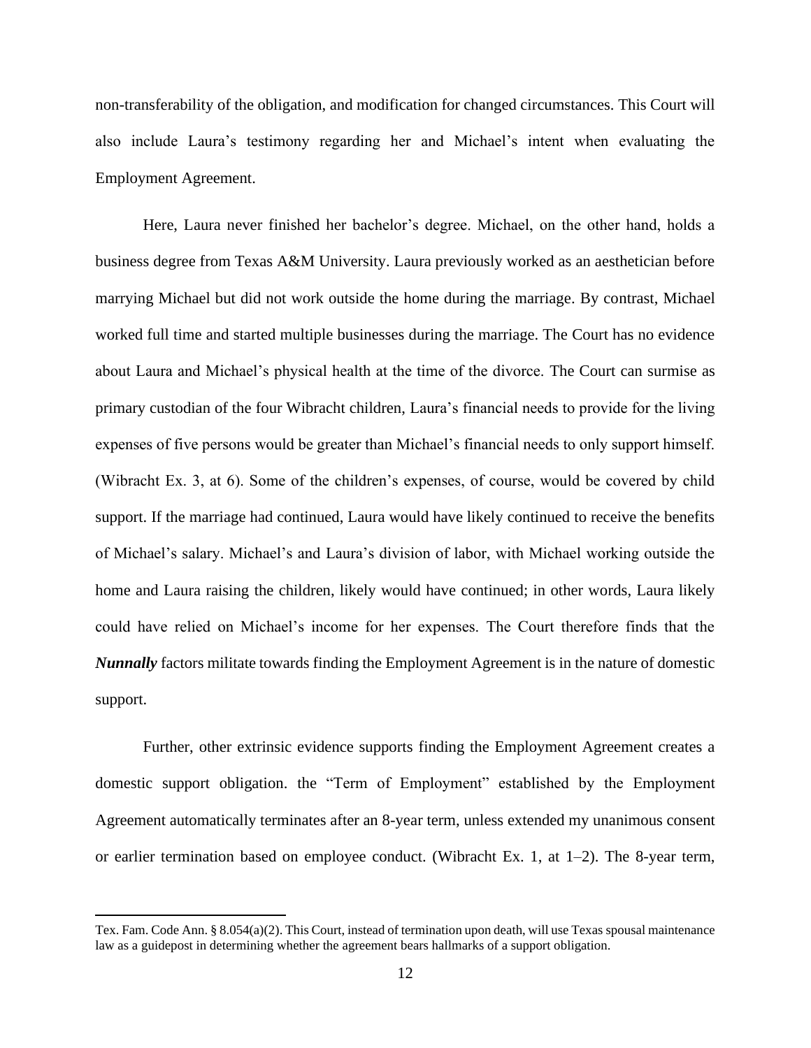non-transferability of the obligation, and modification for changed circumstances. This Court will also include Laura's testimony regarding her and Michael's intent when evaluating the Employment Agreement.

Here, Laura never finished her bachelor's degree. Michael, on the other hand, holds a business degree from Texas A&M University. Laura previously worked as an aesthetician before marrying Michael but did not work outside the home during the marriage. By contrast, Michael worked full time and started multiple businesses during the marriage. The Court has no evidence about Laura and Michael's physical health at the time of the divorce. The Court can surmise as primary custodian of the four Wibracht children, Laura's financial needs to provide for the living expenses of five persons would be greater than Michael's financial needs to only support himself. (Wibracht Ex. 3, at 6). Some of the children's expenses, of course, would be covered by child support. If the marriage had continued, Laura would have likely continued to receive the benefits of Michael's salary. Michael's and Laura's division of labor, with Michael working outside the home and Laura raising the children, likely would have continued; in other words, Laura likely could have relied on Michael's income for her expenses. The Court therefore finds that the ***Nunnally*** factors militate towards finding the Employment Agreement is in the nature of domestic support.

Further, other extrinsic evidence supports finding the Employment Agreement creates a domestic support obligation. the "Term of Employment" established by the Employment Agreement automatically terminates after an 8-year term, unless extended my unanimous consent or earlier termination based on employee conduct. (Wibracht Ex. 1, at 1–2). The 8-year term,

---

Tex. Fam. Code Ann. § 8.054(a)(2). This Court, instead of termination upon death, will use Texas spousal maintenance law as a guidepost in determining whether the agreement bears hallmarks of a support obligation.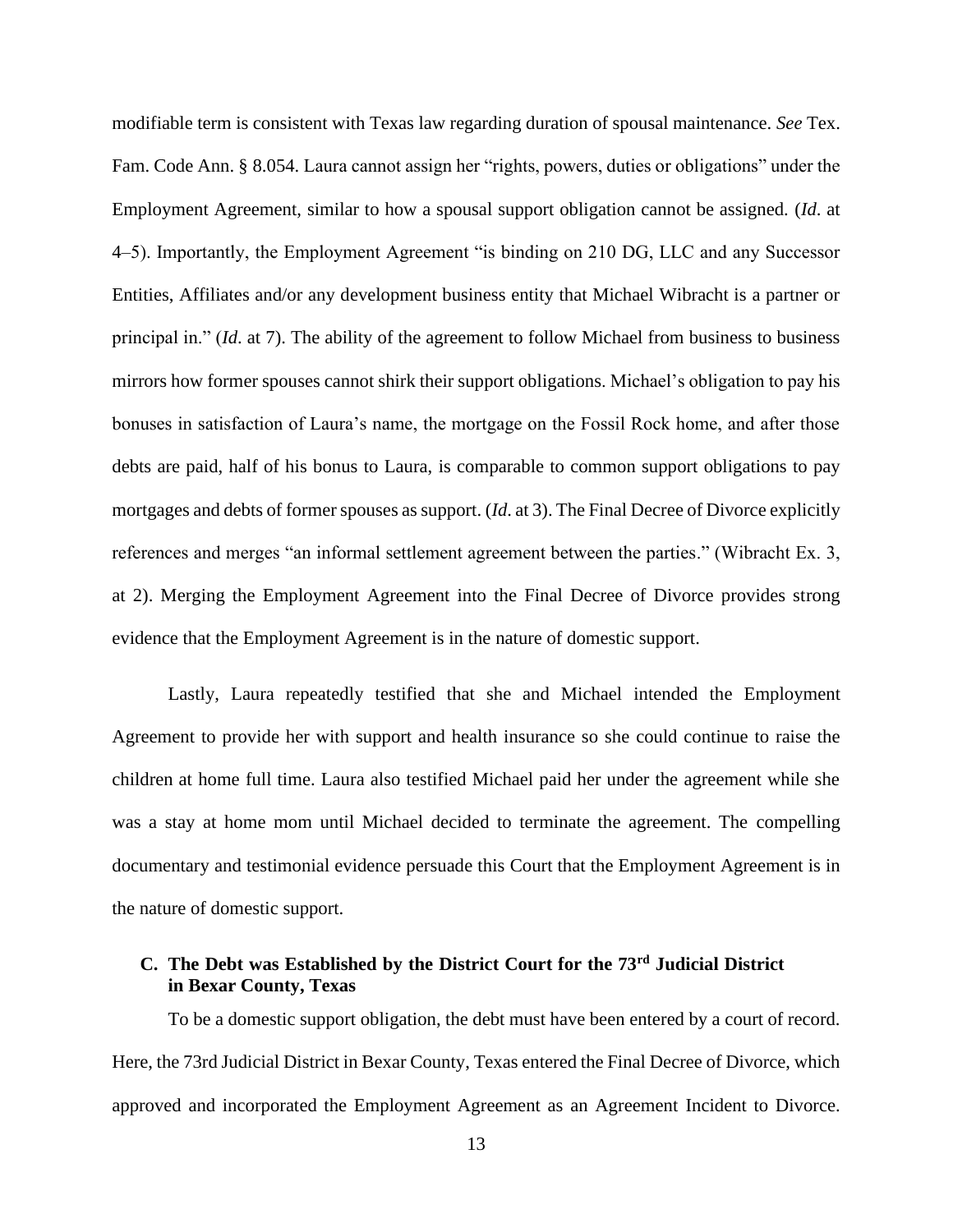modifiable term is consistent with Texas law regarding duration of spousal maintenance. *See* Tex. Fam. Code Ann. § 8.054. Laura cannot assign her "rights, powers, duties or obligations" under the Employment Agreement, similar to how a spousal support obligation cannot be assigned. (*Id*. at 4–5). Importantly, the Employment Agreement "is binding on 210 DG, LLC and any Successor Entities, Affiliates and/or any development business entity that Michael Wibracht is a partner or principal in." (*Id*. at 7). The ability of the agreement to follow Michael from business to business mirrors how former spouses cannot shirk their support obligations. Michael's obligation to pay his bonuses in satisfaction of Laura's name, the mortgage on the Fossil Rock home, and after those debts are paid, half of his bonus to Laura, is comparable to common support obligations to pay mortgages and debts of former spouses as support. (*Id*. at 3). The Final Decree of Divorce explicitly references and merges "an informal settlement agreement between the parties." (Wibracht Ex. 3, at 2). Merging the Employment Agreement into the Final Decree of Divorce provides strong evidence that the Employment Agreement is in the nature of domestic support.

Lastly, Laura repeatedly testified that she and Michael intended the Employment Agreement to provide her with support and health insurance so she could continue to raise the children at home full time. Laura also testified Michael paid her under the agreement while she was a stay at home mom until Michael decided to terminate the agreement. The compelling documentary and testimonial evidence persuade this Court that the Employment Agreement is in the nature of domestic support.

### C. The Debt was Established by the District Court for the 73rd Judicial District in Bexar County, Texas

To be a domestic support obligation, the debt must have been entered by a court of record. Here, the 73rd Judicial District in Bexar County, Texas entered the Final Decree of Divorce, which approved and incorporated the Employment Agreement as an Agreement Incident to Divorce.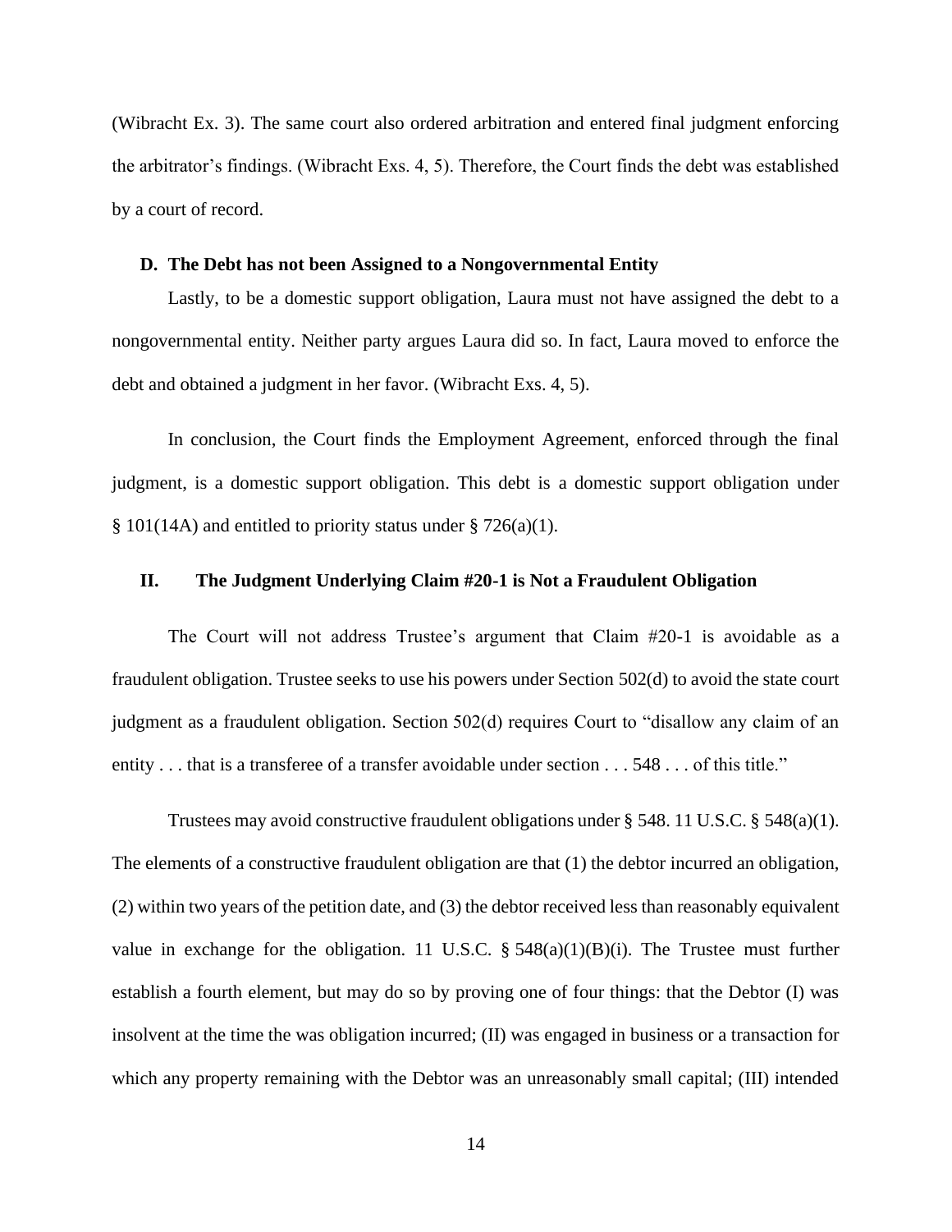(Wibracht Ex. 3). The same court also ordered arbitration and entered final judgment enforcing the arbitrator's findings. (Wibracht Exs. 4, 5). Therefore, the Court finds the debt was established by a court of record.

### D. The Debt has not been Assigned to a Nongovernmental Entity

Lastly, to be a domestic support obligation, Laura must not have assigned the debt to a nongovernmental entity. Neither party argues Laura did so. In fact, Laura moved to enforce the debt and obtained a judgment in her favor. (Wibracht Exs. 4, 5).

In conclusion, the Court finds the Employment Agreement, enforced through the final judgment, is a domestic support obligation. This debt is a domestic support obligation under § 101(14A) and entitled to priority status under § 726(a)(1).

## II. The Judgment Underlying Claim #20-1 is Not a Fraudulent Obligation

The Court will not address Trustee's argument that Claim #20-1 is avoidable as a fraudulent obligation. Trustee seeks to use his powers under Section 502(d) to avoid the state court judgment as a fraudulent obligation. Section 502(d) requires Court to "disallow any claim of an entity . . . that is a transferee of a transfer avoidable under section . . . 548 . . . of this title."

Trustees may avoid constructive fraudulent obligations under § 548. 11 U.S.C. § 548(a)(1). The elements of a constructive fraudulent obligation are that (1) the debtor incurred an obligation, (2) within two years of the petition date, and (3) the debtor received less than reasonably equivalent value in exchange for the obligation. 11 U.S.C. § 548(a)(1)(B)(i). The Trustee must further establish a fourth element, but may do so by proving one of four things: that the Debtor (I) was insolvent at the time the was obligation incurred; (II) was engaged in business or a transaction for which any property remaining with the Debtor was an unreasonably small capital; (III) intended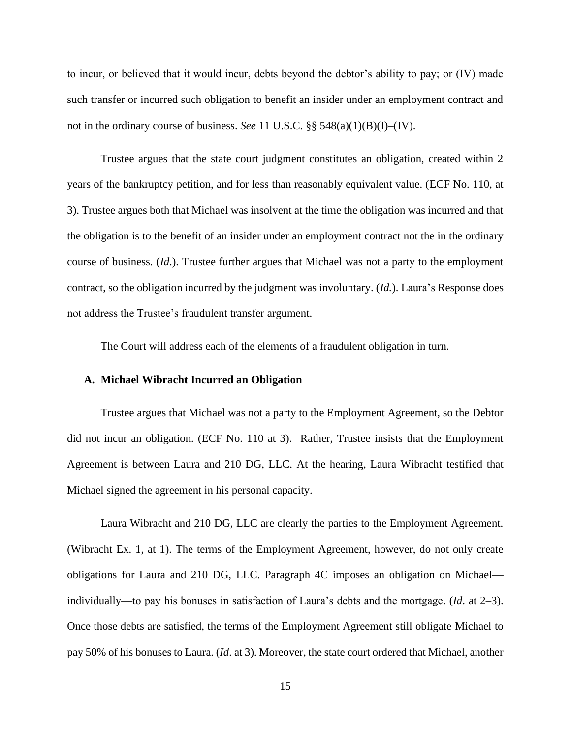to incur, or believed that it would incur, debts beyond the debtor's ability to pay; or (IV) made such transfer or incurred such obligation to benefit an insider under an employment contract and not in the ordinary course of business. *See* 11 U.S.C. §§ 548(a)(1)(B)(I)–(IV).

Trustee argues that the state court judgment constitutes an obligation, created within 2 years of the bankruptcy petition, and for less than reasonably equivalent value. (ECF No. 110, at 3). Trustee argues both that Michael was insolvent at the time the obligation was incurred and that the obligation is to the benefit of an insider under an employment contract not the in the ordinary course of business. (*Id*.). Trustee further argues that Michael was not a party to the employment contract, so the obligation incurred by the judgment was involuntary. (*Id.*). Laura's Response does not address the Trustee's fraudulent transfer argument.

The Court will address each of the elements of a fraudulent obligation in turn.

### A. Michael Wibracht Incurred an Obligation

Trustee argues that Michael was not a party to the Employment Agreement, so the Debtor did not incur an obligation. (ECF No. 110 at 3). Rather, Trustee insists that the Employment Agreement is between Laura and 210 DG, LLC. At the hearing, Laura Wibracht testified that Michael signed the agreement in his personal capacity.

Laura Wibracht and 210 DG, LLC are clearly the parties to the Employment Agreement. (Wibracht Ex. 1, at 1). The terms of the Employment Agreement, however, do not only create obligations for Laura and 210 DG, LLC. Paragraph 4C imposes an obligation on Michael—individually—to pay his bonuses in satisfaction of Laura's debts and the mortgage. (*Id*. at 2–3). Once those debts are satisfied, the terms of the Employment Agreement still obligate Michael to pay 50% of his bonuses to Laura. (*Id*. at 3). Moreover, the state court ordered that Michael, another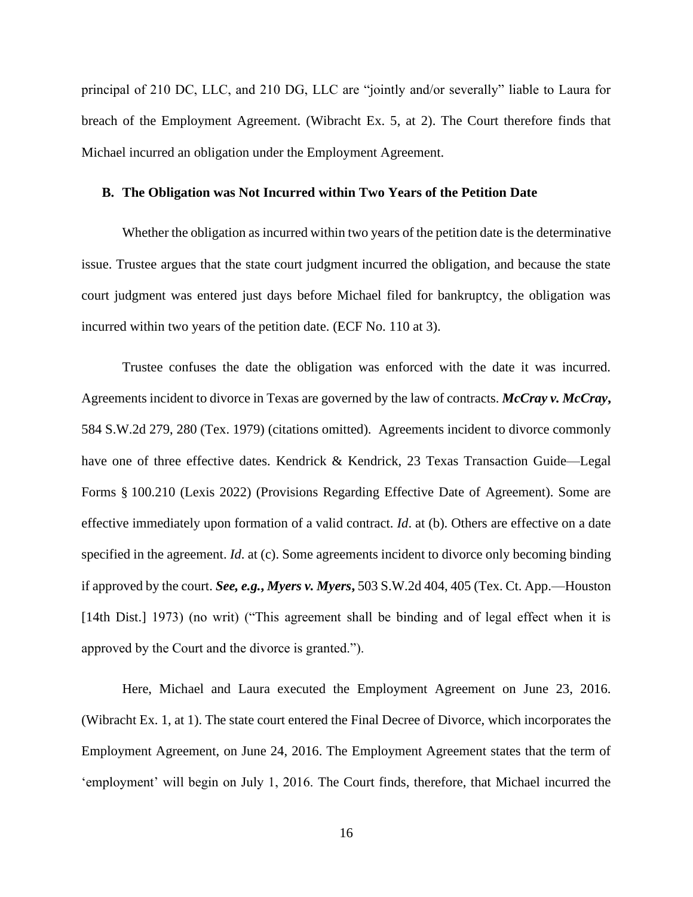principal of 210 DC, LLC, and 210 DG, LLC are "jointly and/or severally" liable to Laura for breach of the Employment Agreement. (Wibracht Ex. 5, at 2). The Court therefore finds that Michael incurred an obligation under the Employment Agreement.

### B. The Obligation was Not Incurred within Two Years of the Petition Date

Whether the obligation as incurred within two years of the petition date is the determinative issue. Trustee argues that the state court judgment incurred the obligation, and because the state court judgment was entered just days before Michael filed for bankruptcy, the obligation was incurred within two years of the petition date. (ECF No. 110 at 3).

Trustee confuses the date the obligation was enforced with the date it was incurred. Agreements incident to divorce in Texas are governed by the law of contracts. ***McCray v. McCray***, 584 S.W.2d 279, 280 (Tex. 1979) (citations omitted). Agreements incident to divorce commonly have one of three effective dates. Kendrick & Kendrick, 23 Texas Transaction Guide—Legal Forms § 100.210 (Lexis 2022) (Provisions Regarding Effective Date of Agreement). Some are effective immediately upon formation of a valid contract. *Id*. at (b). Others are effective on a date specified in the agreement. *Id*. at (c). Some agreements incident to divorce only becoming binding if approved by the court. ***See, e.g., Myers v. Myers***, 503 S.W.2d 404, 405 (Tex. Ct. App.—Houston [14th Dist.] 1973) (no writ) ("This agreement shall be binding and of legal effect when it is approved by the Court and the divorce is granted.").

Here, Michael and Laura executed the Employment Agreement on June 23, 2016. (Wibracht Ex. 1, at 1). The state court entered the Final Decree of Divorce, which incorporates the Employment Agreement, on June 24, 2016. The Employment Agreement states that the term of 'employment' will begin on July 1, 2016. The Court finds, therefore, that Michael incurred the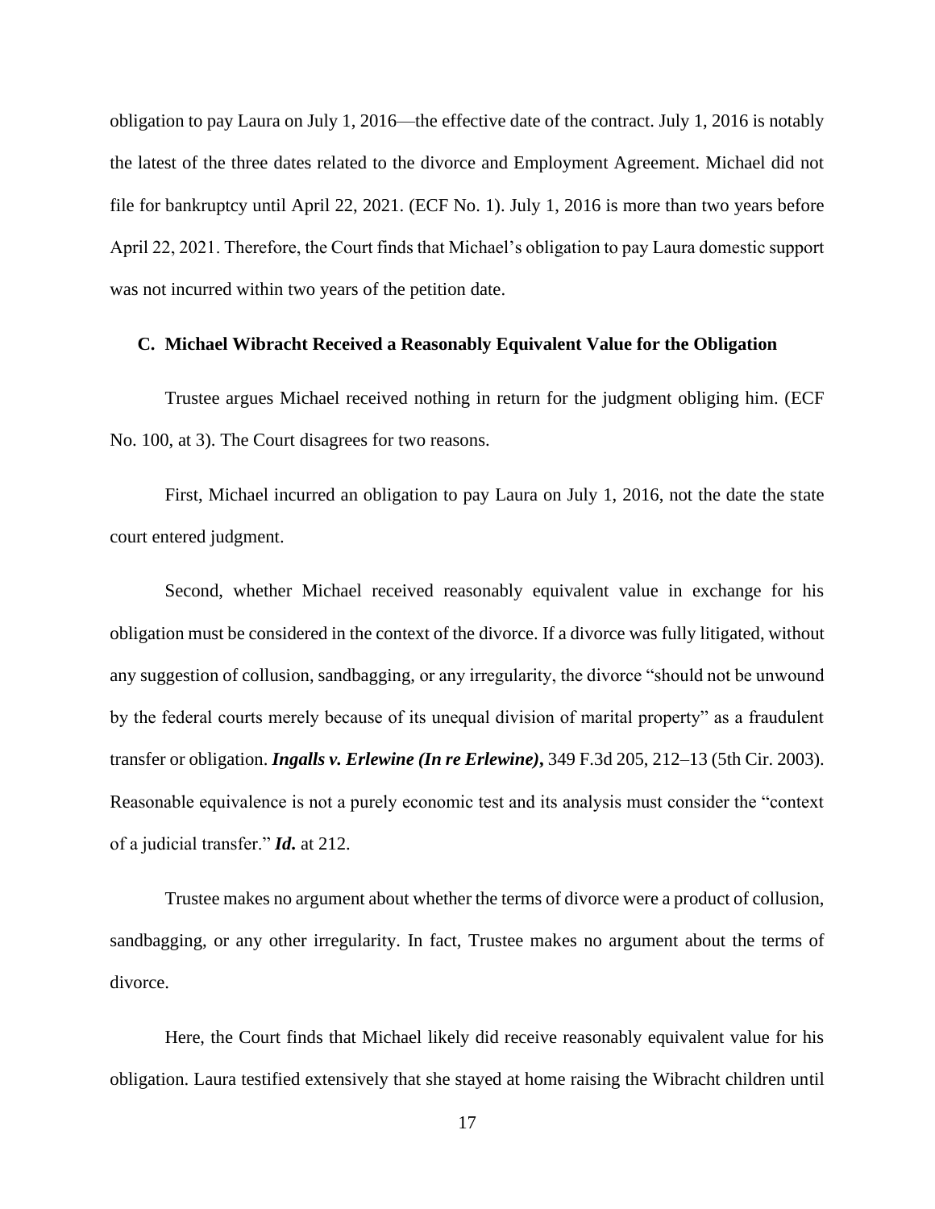obligation to pay Laura on July 1, 2016—the effective date of the contract. July 1, 2016 is notably the latest of the three dates related to the divorce and Employment Agreement. Michael did not file for bankruptcy until April 22, 2021. (ECF No. 1). July 1, 2016 is more than two years before April 22, 2021. Therefore, the Court finds that Michael's obligation to pay Laura domestic support was not incurred within two years of the petition date.

### C. Michael Wibracht Received a Reasonably Equivalent Value for the Obligation

Trustee argues Michael received nothing in return for the judgment obliging him. (ECF No. 100, at 3). The Court disagrees for two reasons.

First, Michael incurred an obligation to pay Laura on July 1, 2016, not the date the state court entered judgment.

Second, whether Michael received reasonably equivalent value in exchange for his obligation must be considered in the context of the divorce. If a divorce was fully litigated, without any suggestion of collusion, sandbagging, or any irregularity, the divorce "should not be unwound by the federal courts merely because of its unequal division of marital property" as a fraudulent transfer or obligation. ***Ingalls v. Erlewine (In re Erlewine)***, 349 F.3d 205, 212–13 (5th Cir. 2003). Reasonable equivalence is not a purely economic test and its analysis must consider the "context of a judicial transfer." ***Id.*** at 212.

Trustee makes no argument about whether the terms of divorce were a product of collusion, sandbagging, or any other irregularity. In fact, Trustee makes no argument about the terms of divorce.

Here, the Court finds that Michael likely did receive reasonably equivalent value for his obligation. Laura testified extensively that she stayed at home raising the Wibracht children until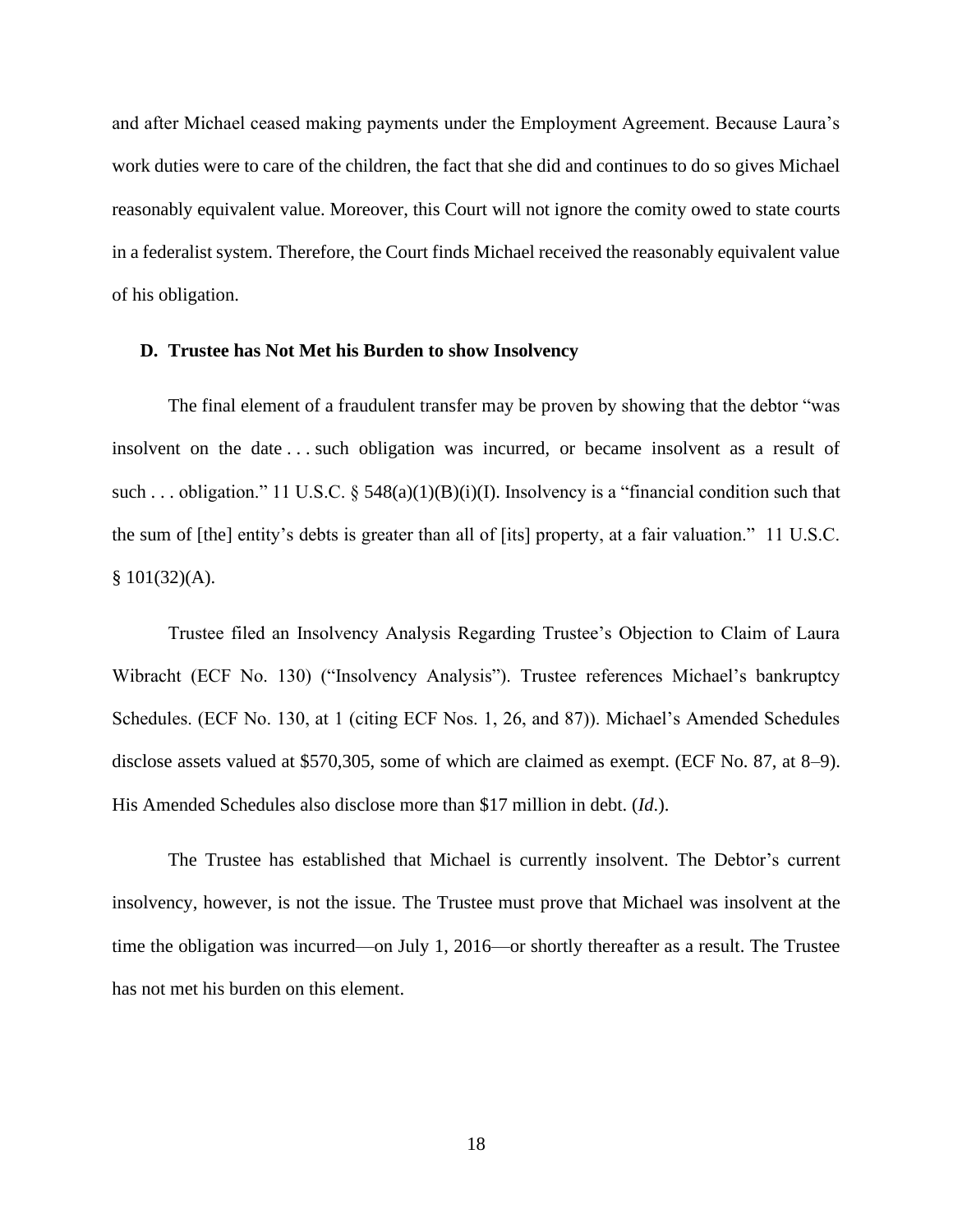and after Michael ceased making payments under the Employment Agreement. Because Laura's work duties were to care of the children, the fact that she did and continues to do so gives Michael reasonably equivalent value. Moreover, this Court will not ignore the comity owed to state courts in a federalist system. Therefore, the Court finds Michael received the reasonably equivalent value of his obligation.

### D. Trustee has Not Met his Burden to show Insolvency

The final element of a fraudulent transfer may be proven by showing that the debtor "was insolvent on the date . . . such obligation was incurred, or became insolvent as a result of such . . . obligation." 11 U.S.C. § 548(a)(1)(B)(i)(I). Insolvency is a "financial condition such that the sum of [the] entity's debts is greater than all of [its] property, at a fair valuation." 11 U.S.C. § 101(32)(A).

Trustee filed an Insolvency Analysis Regarding Trustee's Objection to Claim of Laura Wibracht (ECF No. 130) ("Insolvency Analysis"). Trustee references Michael's bankruptcy Schedules. (ECF No. 130, at 1 (citing ECF Nos. 1, 26, and 87)). Michael's Amended Schedules disclose assets valued at $570,305, some of which are claimed as exempt. (ECF No. 87, at 8–9). His Amended Schedules also disclose more than $17 million in debt. (*Id*.).

The Trustee has established that Michael is currently insolvent. The Debtor's current insolvency, however, is not the issue. The Trustee must prove that Michael was insolvent at the time the obligation was incurred—on July 1, 2016—or shortly thereafter as a result. The Trustee has not met his burden on this element.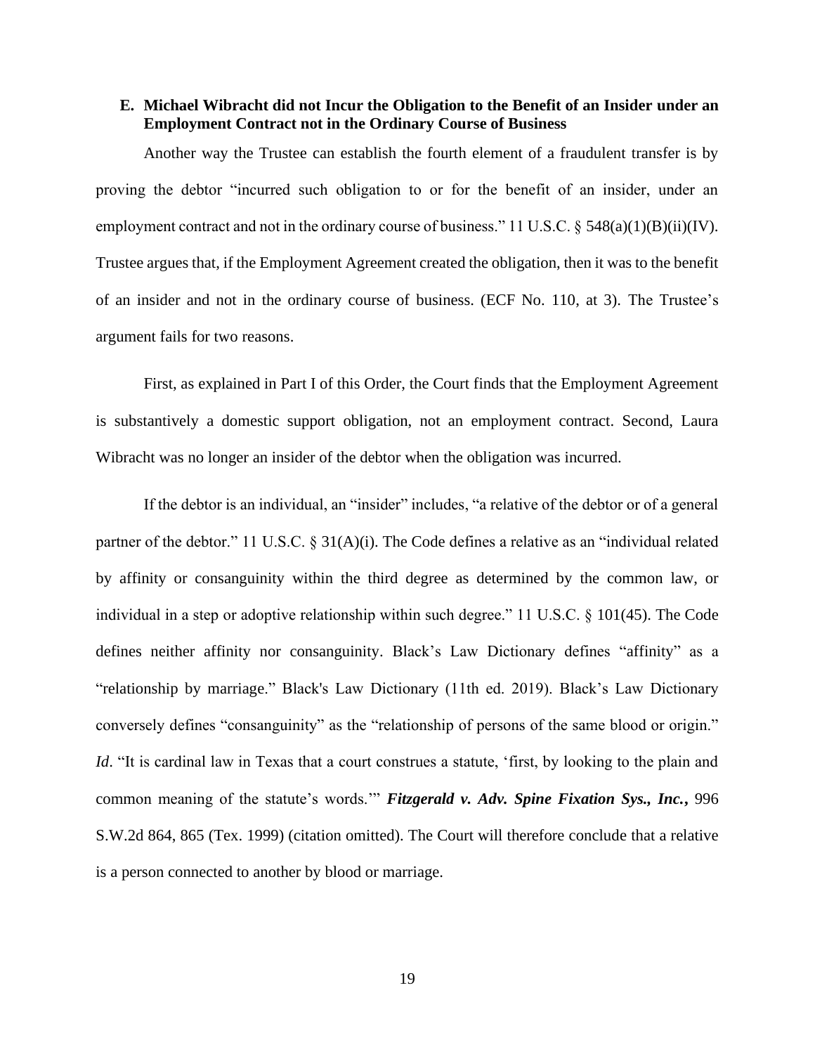### E. Michael Wibracht did not Incur the Obligation to the Benefit of an Insider under an Employment Contract not in the Ordinary Course of Business

Another way the Trustee can establish the fourth element of a fraudulent transfer is by proving the debtor "incurred such obligation to or for the benefit of an insider, under an employment contract and not in the ordinary course of business." 11 U.S.C. § 548(a)(1)(B)(ii)(IV). Trustee argues that, if the Employment Agreement created the obligation, then it was to the benefit of an insider and not in the ordinary course of business. (ECF No. 110, at 3). The Trustee's argument fails for two reasons.

First, as explained in Part I of this Order, the Court finds that the Employment Agreement is substantively a domestic support obligation, not an employment contract. Second, Laura Wibracht was no longer an insider of the debtor when the obligation was incurred.

If the debtor is an individual, an "insider" includes, "a relative of the debtor or of a general partner of the debtor." 11 U.S.C. § 31(A)(i). The Code defines a relative as an "individual related by affinity or consanguinity within the third degree as determined by the common law, or individual in a step or adoptive relationship within such degree." 11 U.S.C. § 101(45). The Code defines neither affinity nor consanguinity. Black's Law Dictionary defines "affinity" as a "relationship by marriage." Black's Law Dictionary (11th ed. 2019). Black's Law Dictionary conversely defines "consanguinity" as the "relationship of persons of the same blood or origin." *Id*. "It is cardinal law in Texas that a court construes a statute, 'first, by looking to the plain and common meaning of the statute's words.'" ***Fitzgerald v. Adv. Spine Fixation Sys., Inc.*,** 996 S.W.2d 864, 865 (Tex. 1999) (citation omitted). The Court will therefore conclude that a relative is a person connected to another by blood or marriage.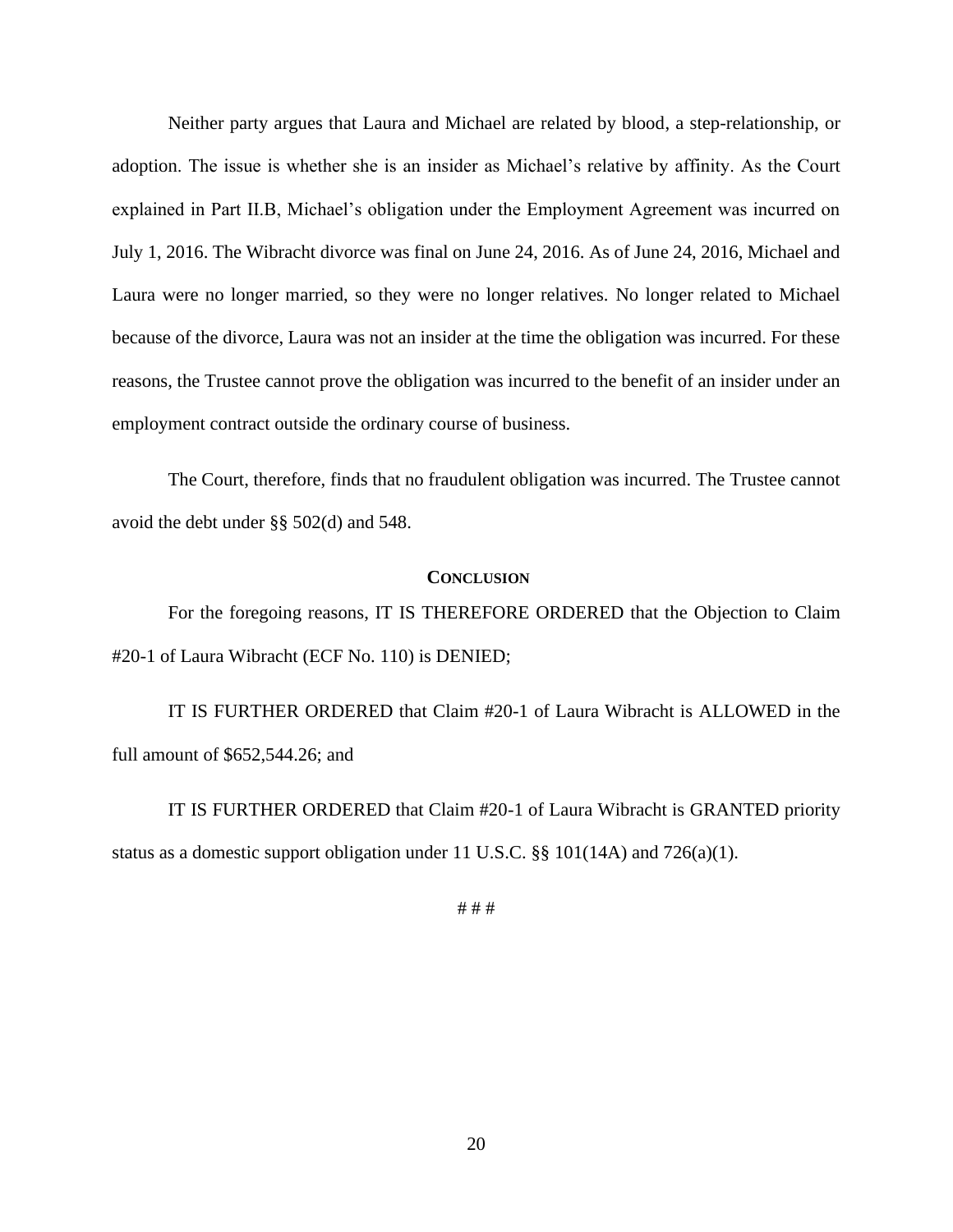Neither party argues that Laura and Michael are related by blood, a step-relationship, or adoption. The issue is whether she is an insider as Michael's relative by affinity. As the Court explained in Part II.B, Michael's obligation under the Employment Agreement was incurred on July 1, 2016. The Wibracht divorce was final on June 24, 2016. As of June 24, 2016, Michael and Laura were no longer married, so they were no longer relatives. No longer related to Michael because of the divorce, Laura was not an insider at the time the obligation was incurred. For these reasons, the Trustee cannot prove the obligation was incurred to the benefit of an insider under an employment contract outside the ordinary course of business.

The Court, therefore, finds that no fraudulent obligation was incurred. The Trustee cannot avoid the debt under §§ 502(d) and 548.

## CONCLUSION

For the foregoing reasons, IT IS THEREFORE ORDERED that the Objection to Claim #20-1 of Laura Wibracht (ECF No. 110) is DENIED;

IT IS FURTHER ORDERED that Claim #20-1 of Laura Wibracht is ALLOWED in the full amount of $652,544.26; and

IT IS FURTHER ORDERED that Claim #20-1 of Laura Wibracht is GRANTED priority status as a domestic support obligation under 11 U.S.C. §§ 101(14A) and 726(a)(1).

# # #